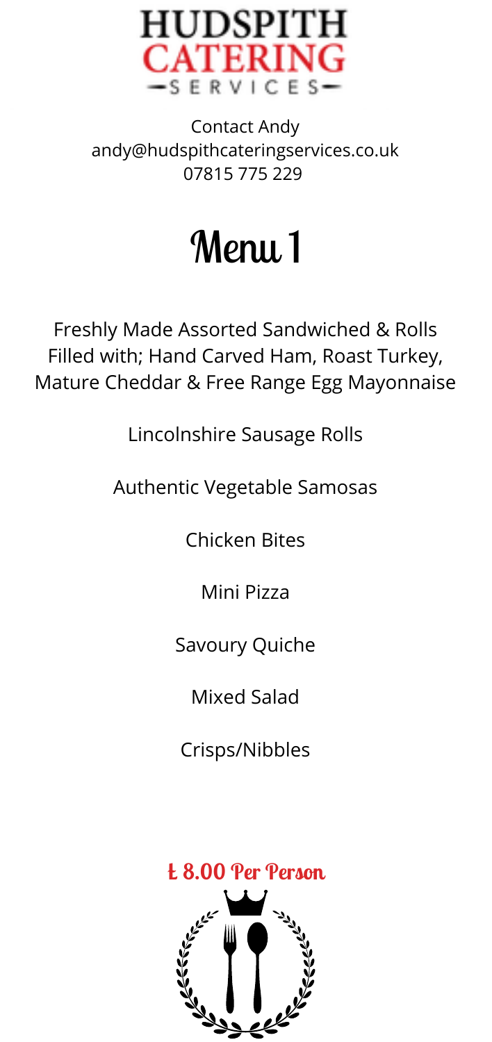# HUDSPITH CATERING SERVICES

Contact Andy
andy@hudspithcateringservices.co.uk
07815 775 229

# Menu 1

Freshly Made Assorted Sandwiched & Rolls
Filled with; Hand Carved Ham, Roast Turkey,
Mature Cheddar & Free Range Egg Mayonnaise

Lincolnshire Sausage Rolls

Authentic Vegetable Samosas

Chicken Bites

Mini Pizza

Savoury Quiche

Mixed Salad

Crisps/Nibbles

**£ 8.00 Per Person**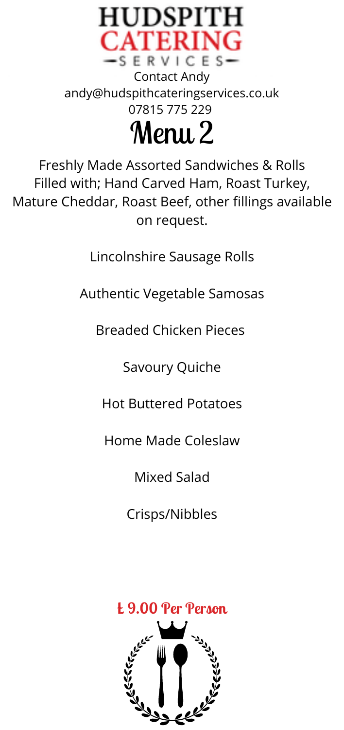# HUDSPITH CATERING SERVICES

Contact Andy
andy@hudspithcateringservices.co.uk
07815 775 229

## Menu 2

Freshly Made Assorted Sandwiches & Rolls
Filled with; Hand Carved Ham, Roast Turkey, Mature Cheddar, Roast Beef, other fillings available on request.

Lincolnshire Sausage Rolls

Authentic Vegetable Samosas

Breaded Chicken Pieces

Savoury Quiche

Hot Buttered Potatoes

Home Made Coleslaw

Mixed Salad

Crisps/Nibbles

**£ 9.00 Per Person**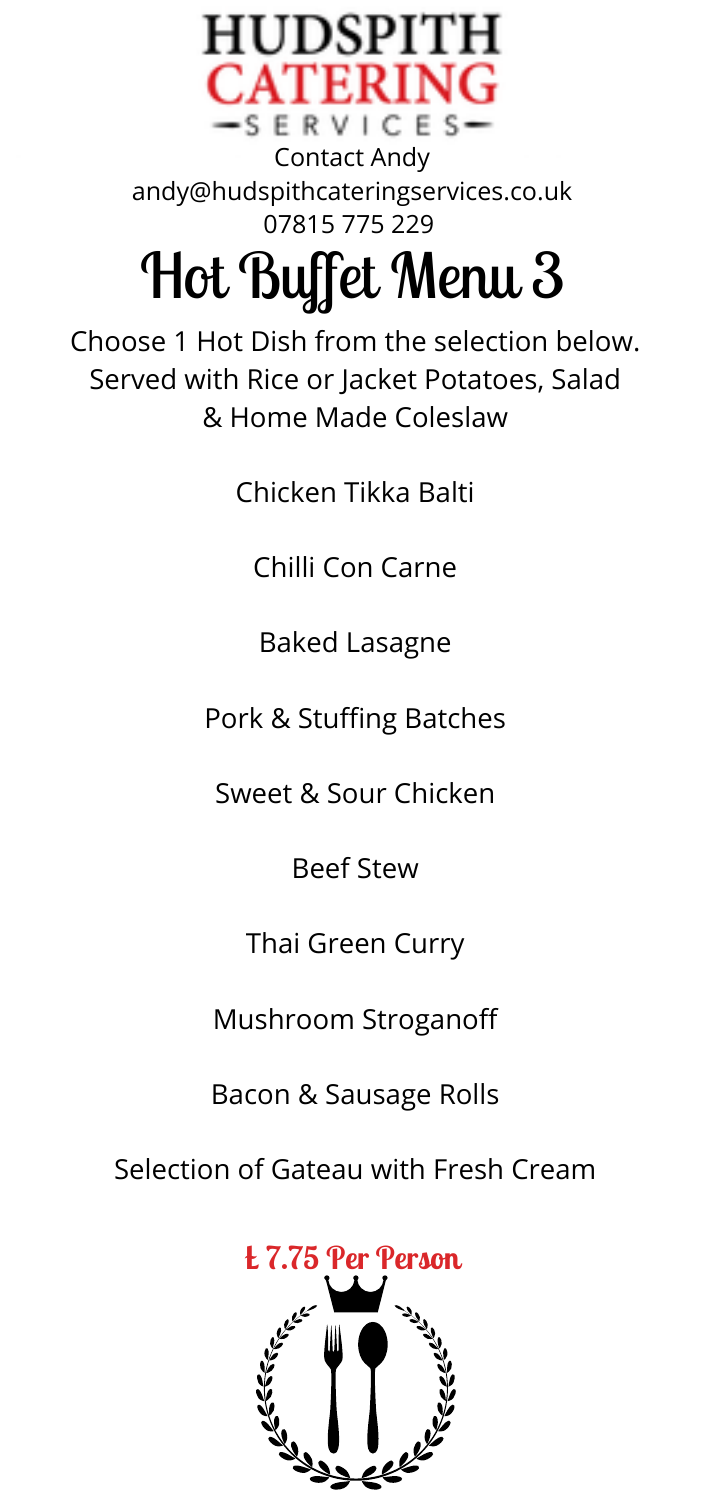HUDSPITH CATERING SERVICES

Contact Andy
andy@hudspithcateringservices.co.uk
07815 775 229

# Hot Buffet Menu 3

Choose 1 Hot Dish from the selection below.
Served with Rice or Jacket Potatoes, Salad
& Home Made Coleslaw

Chicken Tikka Balti

Chilli Con Carne

Baked Lasagne

Pork & Stuffing Batches

Sweet & Sour Chicken

Beef Stew

Thai Green Curry

Mushroom Stroganoff

Bacon & Sausage Rolls

Selection of Gateau with Fresh Cream

**£ 7.75 Per Person**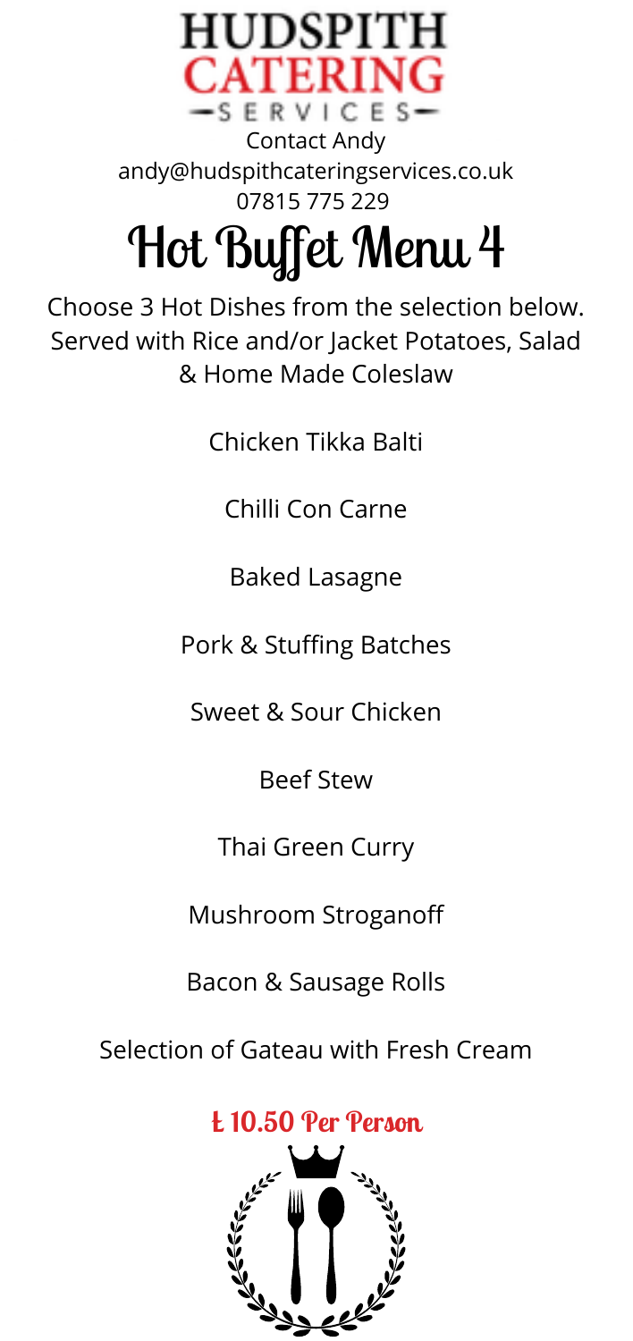HUDSPITH CATERING SERVICES

Contact Andy
andy@hudspithcateringservices.co.uk
07815 775 229

# Hot Buffet Menu 4

Choose 3 Hot Dishes from the selection below.
Served with Rice and/or Jacket Potatoes, Salad & Home Made Coleslaw

Chicken Tikka Balti

Chilli Con Carne

Baked Lasagne

Pork & Stuffing Batches

Sweet & Sour Chicken

Beef Stew

Thai Green Curry

Mushroom Stroganoff

Bacon & Sausage Rolls

Selection of Gateau with Fresh Cream

**£ 10.50 Per Person**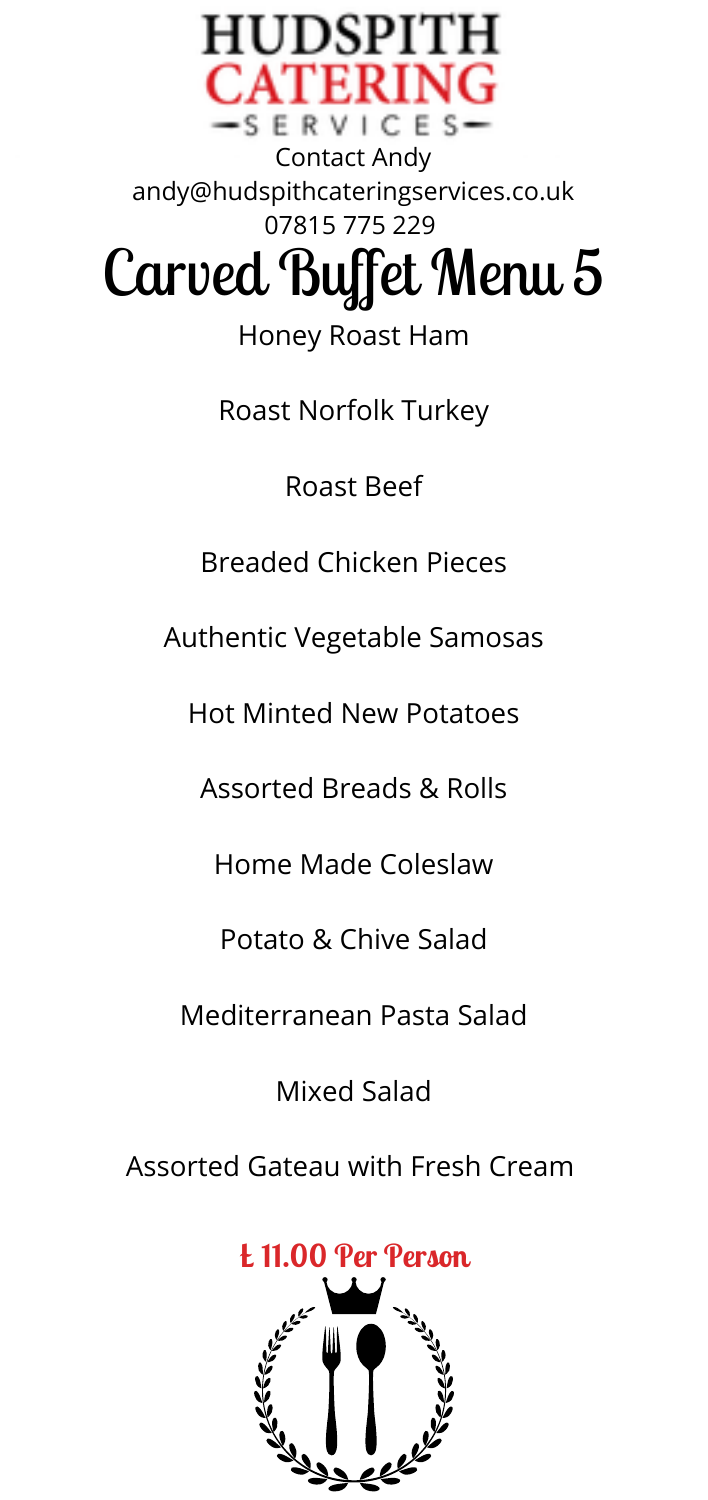# HUDSPITH CATERING

—SERVICES—

Contact Andy

andy@hudspithcateringservices.co.uk

07815 775 229

# Carved Buffet Menu 5

Honey Roast Ham

Roast Norfolk Turkey

Roast Beef

Breaded Chicken Pieces

Authentic Vegetable Samosas

Hot Minted New Potatoes

Assorted Breads & Rolls

Home Made Coleslaw

Potato & Chive Salad

Mediterranean Pasta Salad

Mixed Salad

Assorted Gateau with Fresh Cream

**£ 11.00 Per Person**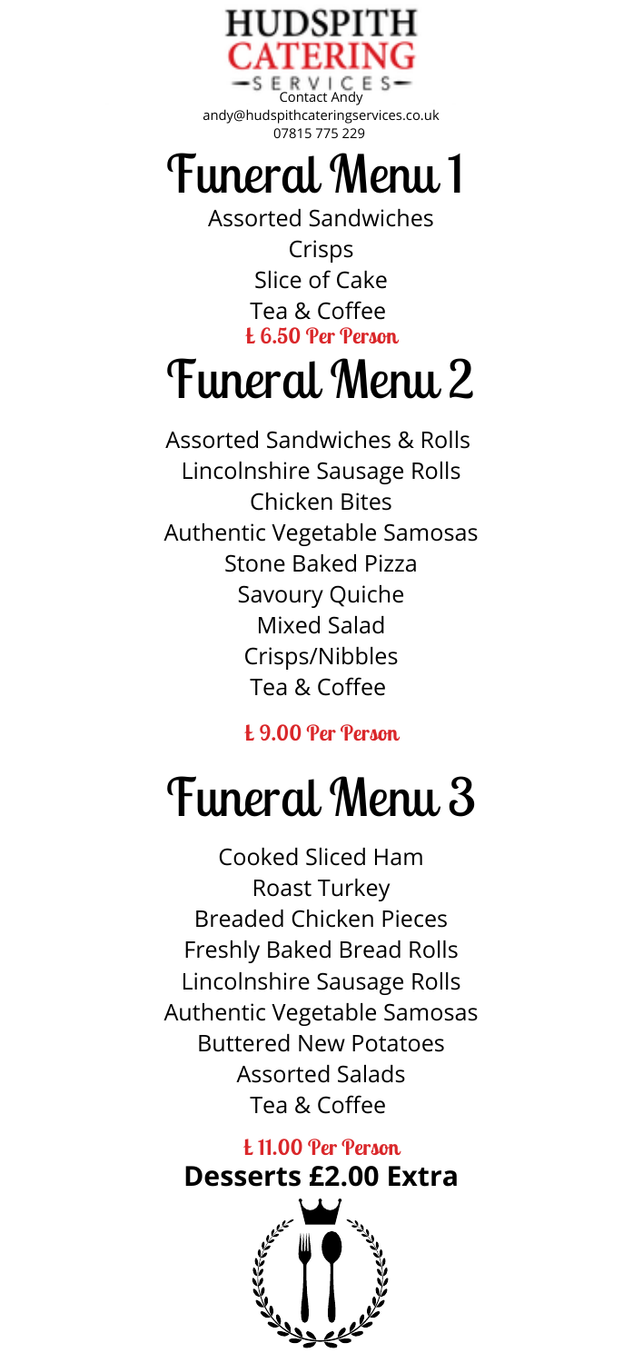HUDSPITH
CATERING
SERVICES

Contact Andy
andy@hudspithcateringservices.co.uk
07815 775 229

# Funeral Menu 1

Assorted Sandwiches
Crisps
Slice of Cake
Tea & Coffee

£ 6.50 Per Person

# Funeral Menu 2

Assorted Sandwiches & Rolls
Lincolnshire Sausage Rolls
Chicken Bites
Authentic Vegetable Samosas
Stone Baked Pizza
Savoury Quiche
Mixed Salad
Crisps/Nibbles
Tea & Coffee

£ 9.00 Per Person

# Funeral Menu 3

Cooked Sliced Ham
Roast Turkey
Breaded Chicken Pieces
Freshly Baked Bread Rolls
Lincolnshire Sausage Rolls
Authentic Vegetable Samosas
Buttered New Potatoes
Assorted Salads
Tea & Coffee

£ 11.00 Per Person

**Desserts £2.00 Extra**